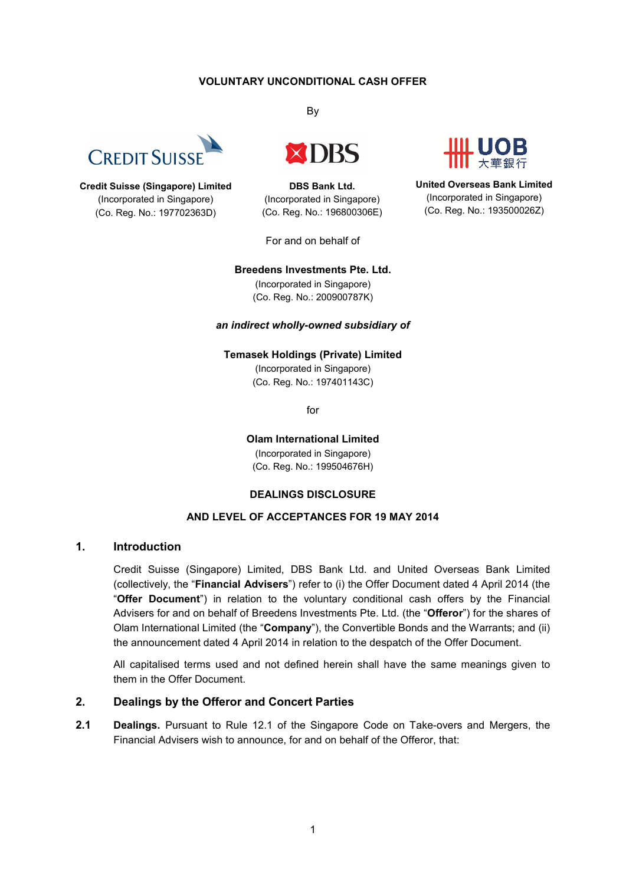**VOLUNTARY UNCONDITIONAL CASH OFFER**

By

**Credit Suisse (Singapore) Limited**
(Incorporated in Singapore)
(Co. Reg. No.: 197702363D)

**DBS Bank Ltd.**
(Incorporated in Singapore)
(Co. Reg. No.: 196800306E)

**United Overseas Bank Limited**
(Incorporated in Singapore)
(Co. Reg. No.: 193500026Z)

For and on behalf of

**Breedens Investments Pte. Ltd.**
(Incorporated in Singapore)
(Co. Reg. No.: 200900787K)

***an indirect wholly-owned subsidiary of***

**Temasek Holdings (Private) Limited**
(Incorporated in Singapore)
(Co. Reg. No.: 197401143C)

for

**Olam International Limited**
(Incorporated in Singapore)
(Co. Reg. No.: 199504676H)

**DEALINGS DISCLOSURE**

**AND LEVEL OF ACCEPTANCES FOR 19 MAY 2014**

## 1. Introduction

Credit Suisse (Singapore) Limited, DBS Bank Ltd. and United Overseas Bank Limited (collectively, the "**Financial Advisers**") refer to (i) the Offer Document dated 4 April 2014 (the "**Offer Document**") in relation to the voluntary conditional cash offers by the Financial Advisers for and on behalf of Breedens Investments Pte. Ltd. (the "**Offeror**") for the shares of Olam International Limited (the "**Company**"), the Convertible Bonds and the Warrants; and (ii) the announcement dated 4 April 2014 in relation to the despatch of the Offer Document.

All capitalised terms used and not defined herein shall have the same meanings given to them in the Offer Document.

## 2. Dealings by the Offeror and Concert Parties

**2.1 Dealings.** Pursuant to Rule 12.1 of the Singapore Code on Take-overs and Mergers, the Financial Advisers wish to announce, for and on behalf of the Offeror, that: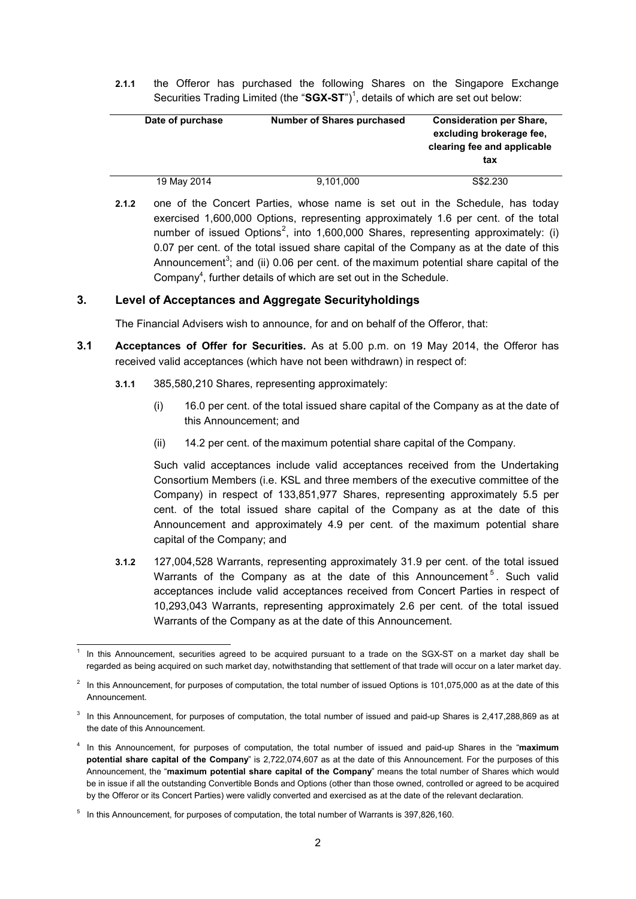**2.1.1** the Offeror has purchased the following Shares on the Singapore Exchange Securities Trading Limited (the "**SGX-ST**")[1], details of which are set out below:

| Date of purchase | Number of Shares purchased | Consideration per Share, excluding brokerage fee, clearing fee and applicable tax |
|---|---|---|
| 19 May 2014 | 9,101,000 | S$2.230 |

**2.1.2** one of the Concert Parties, whose name is set out in the Schedule, has today exercised 1,600,000 Options, representing approximately 1.6 per cent. of the total number of issued Options[2], into 1,600,000 Shares, representing approximately: (i) 0.07 per cent. of the total issued share capital of the Company as at the date of this Announcement[3]; and (ii) 0.06 per cent. of the maximum potential share capital of the Company[4], further details of which are set out in the Schedule.

## 3. Level of Acceptances and Aggregate Securityholdings

The Financial Advisers wish to announce, for and on behalf of the Offeror, that:

**3.1 Acceptances of Offer for Securities.** As at 5.00 p.m. on 19 May 2014, the Offeror has received valid acceptances (which have not been withdrawn) in respect of:

**3.1.1** 385,580,210 Shares, representing approximately:

(i) 16.0 per cent. of the total issued share capital of the Company as at the date of this Announcement; and

(ii) 14.2 per cent. of the maximum potential share capital of the Company.

Such valid acceptances include valid acceptances received from the Undertaking Consortium Members (i.e. KSL and three members of the executive committee of the Company) in respect of 133,851,977 Shares, representing approximately 5.5 per cent. of the total issued share capital of the Company as at the date of this Announcement and approximately 4.9 per cent. of the maximum potential share capital of the Company; and

**3.1.2** 127,004,528 Warrants, representing approximately 31.9 per cent. of the total issued Warrants of the Company as at the date of this Announcement[5]. Such valid acceptances include valid acceptances received from Concert Parties in respect of 10,293,043 Warrants, representing approximately 2.6 per cent. of the total issued Warrants of the Company as at the date of this Announcement.

---

[1] In this Announcement, securities agreed to be acquired pursuant to a trade on the SGX-ST on a market day shall be regarded as being acquired on such market day, notwithstanding that settlement of that trade will occur on a later market day.

[2] In this Announcement, for purposes of computation, the total number of issued Options is 101,075,000 as at the date of this Announcement.

[3] In this Announcement, for purposes of computation, the total number of issued and paid-up Shares is 2,417,288,869 as at the date of this Announcement.

[4] In this Announcement, for purposes of computation, the total number of issued and paid-up Shares in the "**maximum potential share capital of the Company**" is 2,722,074,607 as at the date of this Announcement. For the purposes of this Announcement, the "**maximum potential share capital of the Company**" means the total number of Shares which would be in issue if all the outstanding Convertible Bonds and Options (other than those owned, controlled or agreed to be acquired by the Offeror or its Concert Parties) were validly converted and exercised as at the date of the relevant declaration.

[5] In this Announcement, for purposes of computation, the total number of Warrants is 397,826,160.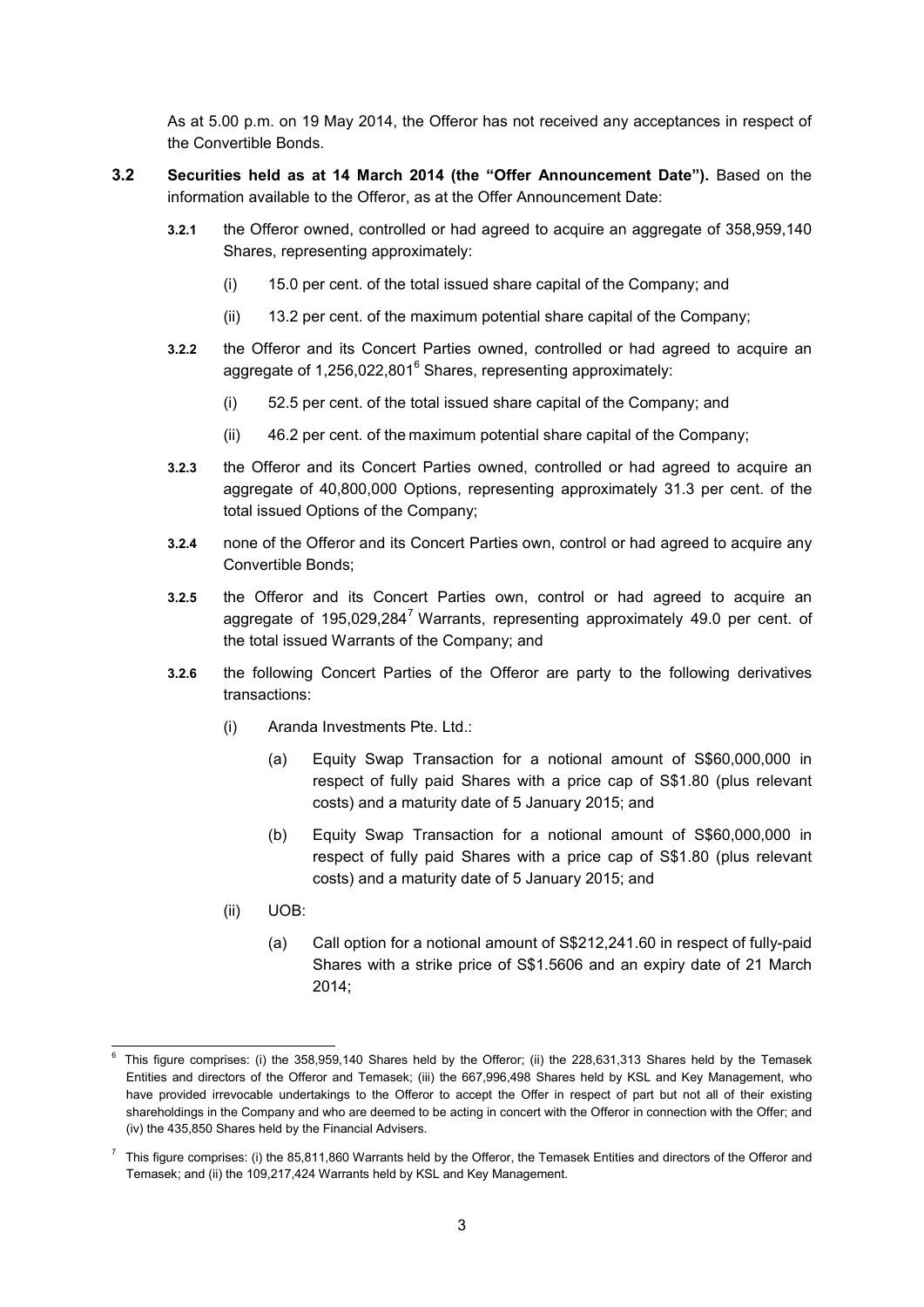As at 5.00 p.m. on 19 May 2014, the Offeror has not received any acceptances in respect of the Convertible Bonds.

**3.2 Securities held as at 14 March 2014 (the "Offer Announcement Date").** Based on the information available to the Offeror, as at the Offer Announcement Date:

**3.2.1** the Offeror owned, controlled or had agreed to acquire an aggregate of 358,959,140 Shares, representing approximately:

(i) 15.0 per cent. of the total issued share capital of the Company; and

(ii) 13.2 per cent. of the maximum potential share capital of the Company;

**3.2.2** the Offeror and its Concert Parties owned, controlled or had agreed to acquire an aggregate of 1,256,022,801[6] Shares, representing approximately:

(i) 52.5 per cent. of the total issued share capital of the Company; and

(ii) 46.2 per cent. of the maximum potential share capital of the Company;

**3.2.3** the Offeror and its Concert Parties owned, controlled or had agreed to acquire an aggregate of 40,800,000 Options, representing approximately 31.3 per cent. of the total issued Options of the Company;

**3.2.4** none of the Offeror and its Concert Parties own, control or had agreed to acquire any Convertible Bonds;

**3.2.5** the Offeror and its Concert Parties own, control or had agreed to acquire an aggregate of 195,029,284[7] Warrants, representing approximately 49.0 per cent. of the total issued Warrants of the Company; and

**3.2.6** the following Concert Parties of the Offeror are party to the following derivatives transactions:

(i) Aranda Investments Pte. Ltd.:

(a) Equity Swap Transaction for a notional amount of S$60,000,000 in respect of fully paid Shares with a price cap of S$1.80 (plus relevant costs) and a maturity date of 5 January 2015; and

(b) Equity Swap Transaction for a notional amount of S$60,000,000 in respect of fully paid Shares with a price cap of S$1.80 (plus relevant costs) and a maturity date of 5 January 2015; and

(ii) UOB:

(a) Call option for a notional amount of S$212,241.60 in respect of fully-paid Shares with a strike price of S$1.5606 and an expiry date of 21 March 2014;

---

[6] This figure comprises: (i) the 358,959,140 Shares held by the Offeror; (ii) the 228,631,313 Shares held by the Temasek Entities and directors of the Offeror and Temasek; (iii) the 667,996,498 Shares held by KSL and Key Management, who have provided irrevocable undertakings to the Offeror to accept the Offer in respect of part but not all of their existing shareholdings in the Company and who are deemed to be acting in concert with the Offeror in connection with the Offer; and (iv) the 435,850 Shares held by the Financial Advisers.

[7] This figure comprises: (i) the 85,811,860 Warrants held by the Offeror, the Temasek Entities and directors of the Offeror and Temasek; and (ii) the 109,217,424 Warrants held by KSL and Key Management.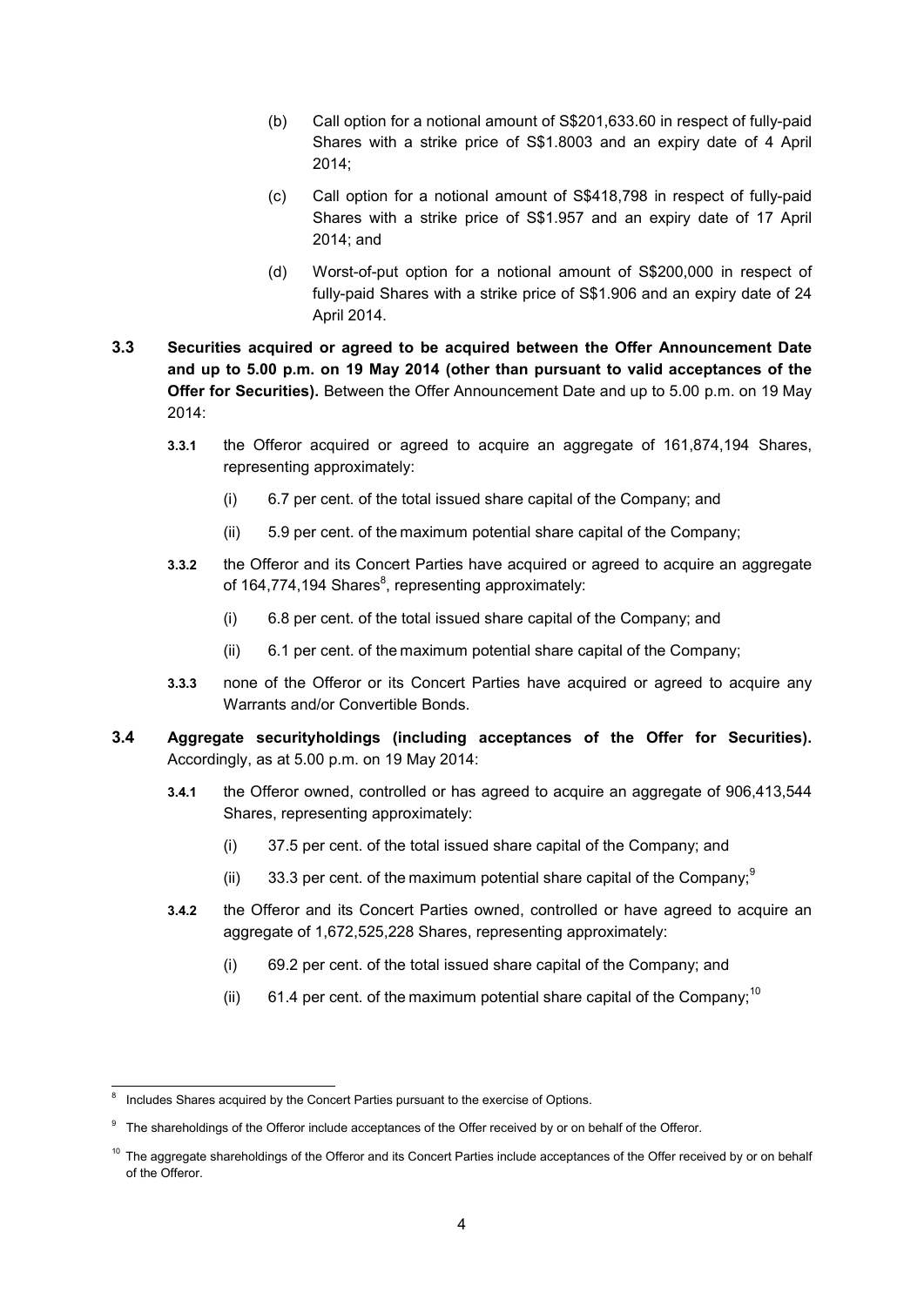(b) Call option for a notional amount of S$201,633.60 in respect of fully-paid Shares with a strike price of S$1.8003 and an expiry date of 4 April 2014;

(c) Call option for a notional amount of S$418,798 in respect of fully-paid Shares with a strike price of S$1.957 and an expiry date of 17 April 2014; and

(d) Worst-of-put option for a notional amount of S$200,000 in respect of fully-paid Shares with a strike price of S$1.906 and an expiry date of 24 April 2014.

**3.3 Securities acquired or agreed to be acquired between the Offer Announcement Date and up to 5.00 p.m. on 19 May 2014 (other than pursuant to valid acceptances of the Offer for Securities).** Between the Offer Announcement Date and up to 5.00 p.m. on 19 May 2014:

**3.3.1** the Offeror acquired or agreed to acquire an aggregate of 161,874,194 Shares, representing approximately:

(i) 6.7 per cent. of the total issued share capital of the Company; and

(ii) 5.9 per cent. of the maximum potential share capital of the Company;

**3.3.2** the Offeror and its Concert Parties have acquired or agreed to acquire an aggregate of 164,774,194 Shares[8], representing approximately:

(i) 6.8 per cent. of the total issued share capital of the Company; and

(ii) 6.1 per cent. of the maximum potential share capital of the Company;

**3.3.3** none of the Offeror or its Concert Parties have acquired or agreed to acquire any Warrants and/or Convertible Bonds.

**3.4 Aggregate securityholdings (including acceptances of the Offer for Securities).** Accordingly, as at 5.00 p.m. on 19 May 2014:

**3.4.1** the Offeror owned, controlled or has agreed to acquire an aggregate of 906,413,544 Shares, representing approximately:

(i) 37.5 per cent. of the total issued share capital of the Company; and

(ii) 33.3 per cent. of the maximum potential share capital of the Company;[9]

**3.4.2** the Offeror and its Concert Parties owned, controlled or have agreed to acquire an aggregate of 1,672,525,228 Shares, representing approximately:

(i) 69.2 per cent. of the total issued share capital of the Company; and

(ii) 61.4 per cent. of the maximum potential share capital of the Company;[10]

---

[8] Includes Shares acquired by the Concert Parties pursuant to the exercise of Options.

[9] The shareholdings of the Offeror include acceptances of the Offer received by or on behalf of the Offeror.

[10] The aggregate shareholdings of the Offeror and its Concert Parties include acceptances of the Offer received by or on behalf of the Offeror.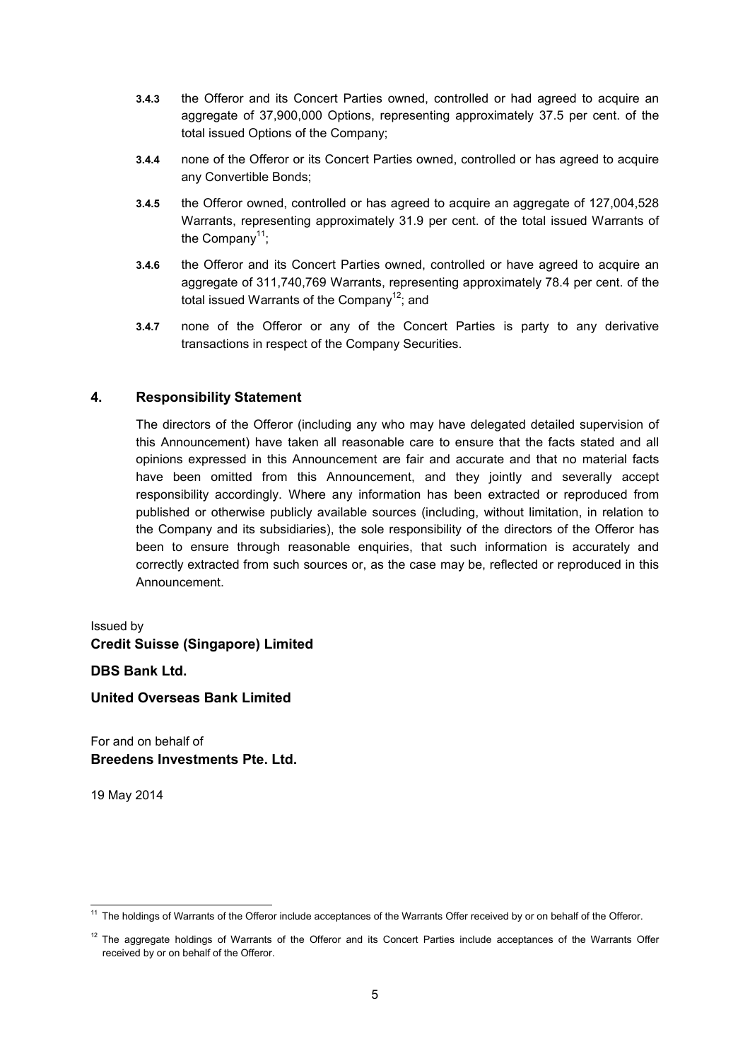**3.4.3** the Offeror and its Concert Parties owned, controlled or had agreed to acquire an aggregate of 37,900,000 Options, representing approximately 37.5 per cent. of the total issued Options of the Company;

**3.4.4** none of the Offeror or its Concert Parties owned, controlled or has agreed to acquire any Convertible Bonds;

**3.4.5** the Offeror owned, controlled or has agreed to acquire an aggregate of 127,004,528 Warrants, representing approximately 31.9 per cent. of the total issued Warrants of the Company[11];

**3.4.6** the Offeror and its Concert Parties owned, controlled or have agreed to acquire an aggregate of 311,740,769 Warrants, representing approximately 78.4 per cent. of the total issued Warrants of the Company[12]; and

**3.4.7** none of the Offeror or any of the Concert Parties is party to any derivative transactions in respect of the Company Securities.

## 4. Responsibility Statement

The directors of the Offeror (including any who may have delegated detailed supervision of this Announcement) have taken all reasonable care to ensure that the facts stated and all opinions expressed in this Announcement are fair and accurate and that no material facts have been omitted from this Announcement, and they jointly and severally accept responsibility accordingly. Where any information has been extracted or reproduced from published or otherwise publicly available sources (including, without limitation, in relation to the Company and its subsidiaries), the sole responsibility of the directors of the Offeror has been to ensure through reasonable enquiries, that such information is accurately and correctly extracted from such sources or, as the case may be, reflected or reproduced in this Announcement.

Issued by

**Credit Suisse (Singapore) Limited**

**DBS Bank Ltd.**

**United Overseas Bank Limited**

For and on behalf of

**Breedens Investments Pte. Ltd.**

19 May 2014

---

[11] The holdings of Warrants of the Offeror include acceptances of the Warrants Offer received by or on behalf of the Offeror.

[12] The aggregate holdings of Warrants of the Offeror and its Concert Parties include acceptances of the Warrants Offer received by or on behalf of the Offeror.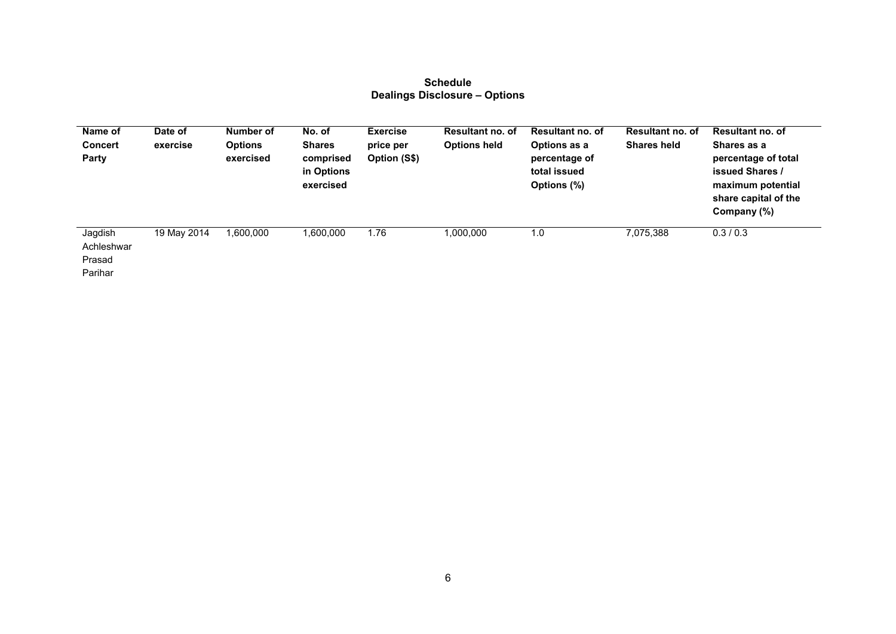**Schedule**
**Dealings Disclosure – Options**

| Name of Concert Party | Date of exercise | Number of Options exercised | No. of Shares comprised in Options exercised | Exercise price per Option (S$) | Resultant no. of Options held | Resultant no. of Options as a percentage of total issued Options (%) | Resultant no. of Shares held | Resultant no. of Shares as a percentage of total issued Shares / maximum potential share capital of the Company (%) |
|---|---|---|---|---|---|---|---|---|
| Jagdish Achleshwar Prasad Parihar | 19 May 2014 | 1,600,000 | 1,600,000 | 1.76 | 1,000,000 | 1.0 | 7,075,388 | 0.3 / 0.3 |